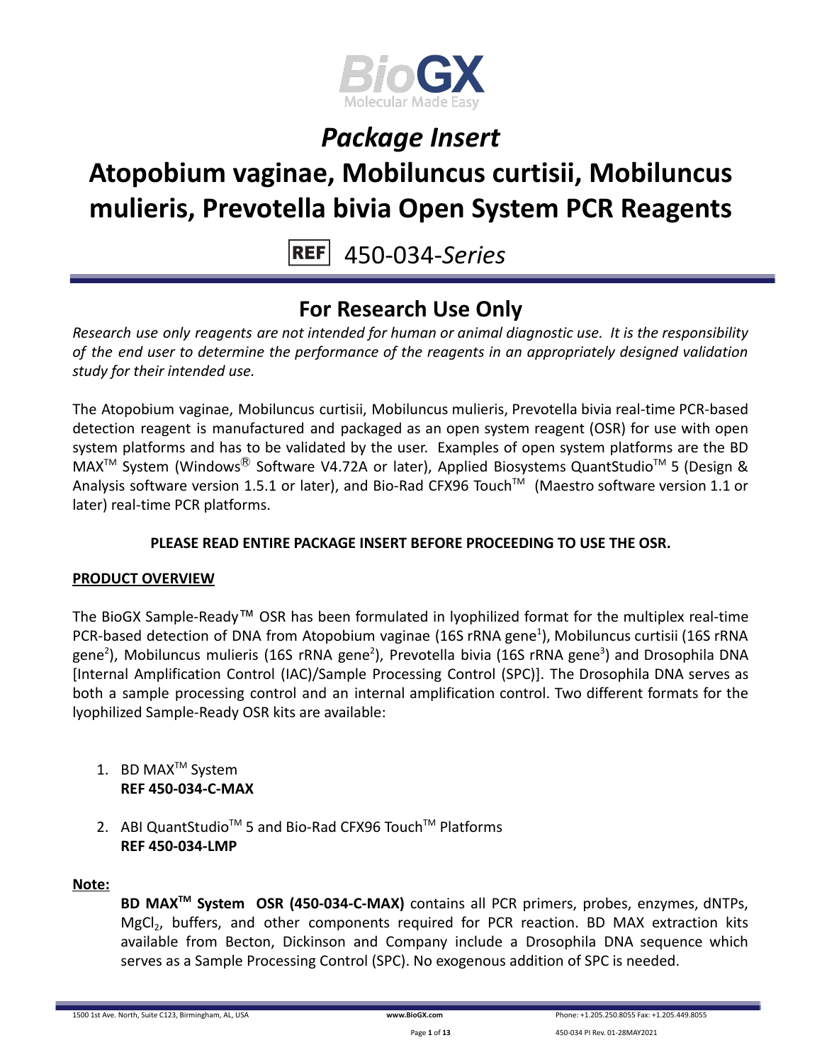# *Package Insert*

# Atopobium vaginae, Mobiluncus curtisii, Mobiluncus mulieris, Prevotella bivia Open System PCR Reagents

REF 450-034-*Series*

## For Research Use Only

*Research use only reagents are not intended for human or animal diagnostic use. It is the responsibility of the end user to determine the performance of the reagents in an appropriately designed validation study for their intended use.*

The Atopobium vaginae, Mobiluncus curtisii, Mobiluncus mulieris, Prevotella bivia real-time PCR-based detection reagent is manufactured and packaged as an open system reagent (OSR) for use with open system platforms and has to be validated by the user. Examples of open system platforms are the BD MAX™ System (Windows® Software V4.72A or later), Applied Biosystems QuantStudio™ 5 (Design & Analysis software version 1.5.1 or later), and Bio-Rad CFX96 Touch™ (Maestro software version 1.1 or later) real-time PCR platforms.

**PLEASE READ ENTIRE PACKAGE INSERT BEFORE PROCEEDING TO USE THE OSR.**

**PRODUCT OVERVIEW**

The BioGX Sample-Ready™ OSR has been formulated in lyophilized format for the multiplex real-time PCR-based detection of DNA from Atopobium vaginae (16S rRNA gene[1]), Mobiluncus curtisii (16S rRNA gene[2]), Mobiluncus mulieris (16S rRNA gene[2]), Prevotella bivia (16S rRNA gene[3]) and Drosophila DNA [Internal Amplification Control (IAC)/Sample Processing Control (SPC)]. The Drosophila DNA serves as both a sample processing control and an internal amplification control. Two different formats for the lyophilized Sample-Ready OSR kits are available:

1. BD MAX™ System
   **REF 450-034-C-MAX**

2. ABI QuantStudio™ 5 and Bio-Rad CFX96 Touch™ Platforms
   **REF 450-034-LMP**

**Note:**

**BD MAX™ System OSR (450-034-C-MAX)** contains all PCR primers, probes, enzymes, dNTPs, $MgCl_2$, buffers, and other components required for PCR reaction. BD MAX extraction kits available from Becton, Dickinson and Company include a Drosophila DNA sequence which serves as a Sample Processing Control (SPC). No exogenous addition of SPC is needed.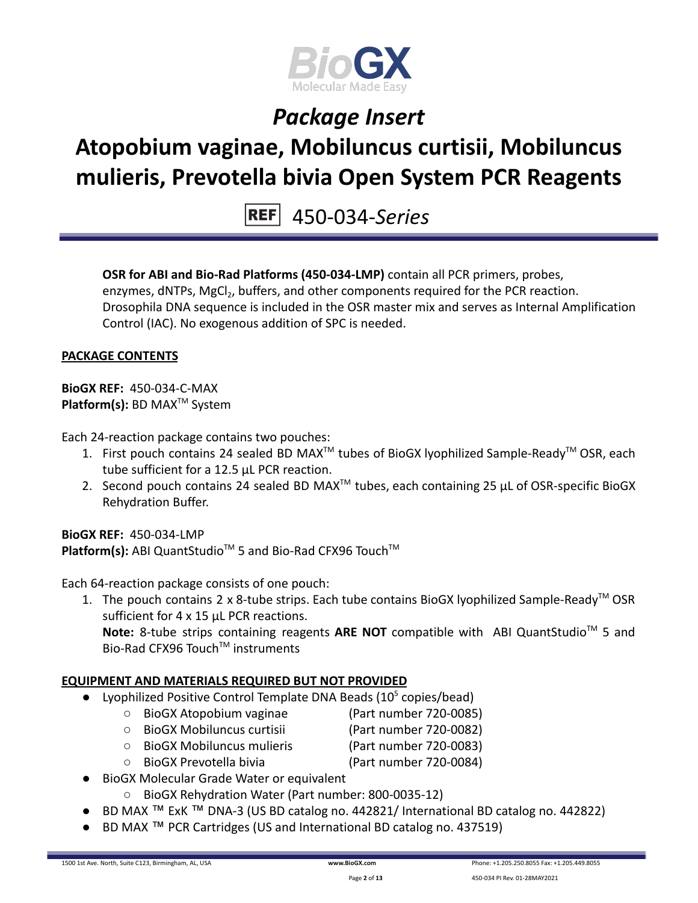# Package Insert

# Atopobium vaginae, Mobiluncus curtisii, Mobiluncus mulieris, Prevotella bivia Open System PCR Reagents

REF 450-034-*Series*

**OSR for ABI and Bio-Rad Platforms (450-034-LMP)** contain all PCR primers, probes, enzymes, dNTPs, $MgCl_2$, buffers, and other components required for the PCR reaction. Drosophila DNA sequence is included in the OSR master mix and serves as Internal Amplification Control (IAC). No exogenous addition of SPC is needed.

## PACKAGE CONTENTS

**BioGX REF:** 450-034-C-MAX
**Platform(s):** BD MAX™ System

Each 24-reaction package contains two pouches:

1. First pouch contains 24 sealed BD MAX™ tubes of BioGX lyophilized Sample-Ready™ OSR, each tube sufficient for a 12.5 µL PCR reaction.
2. Second pouch contains 24 sealed BD MAX™ tubes, each containing 25 µL of OSR-specific BioGX Rehydration Buffer.

**BioGX REF:** 450-034-LMP
**Platform(s):** ABI QuantStudio™ 5 and Bio-Rad CFX96 Touch™

Each 64-reaction package consists of one pouch:

1. The pouch contains 2 x 8-tube strips. Each tube contains BioGX lyophilized Sample-Ready™ OSR sufficient for 4 x 15 µL PCR reactions.
   **Note:** 8-tube strips containing reagents **ARE NOT** compatible with ABI QuantStudio™ 5 and Bio-Rad CFX96 Touch™ instruments

## EQUIPMENT AND MATERIALS REQUIRED BUT NOT PROVIDED

- Lyophilized Positive Control Template DNA Beads ($10^5$ copies/bead)
  - BioGX Atopobium vaginae (Part number 720-0085)
  - BioGX Mobiluncus curtisii (Part number 720-0082)
  - BioGX Mobiluncus mulieris (Part number 720-0083)
  - BioGX Prevotella bivia (Part number 720-0084)
- BioGX Molecular Grade Water or equivalent
  - BioGX Rehydration Water (Part number: 800-0035-12)
- BD MAX ™ ExK ™ DNA-3 (US BD catalog no. 442821/ International BD catalog no. 442822)
- BD MAX ™ PCR Cartridges (US and International BD catalog no. 437519)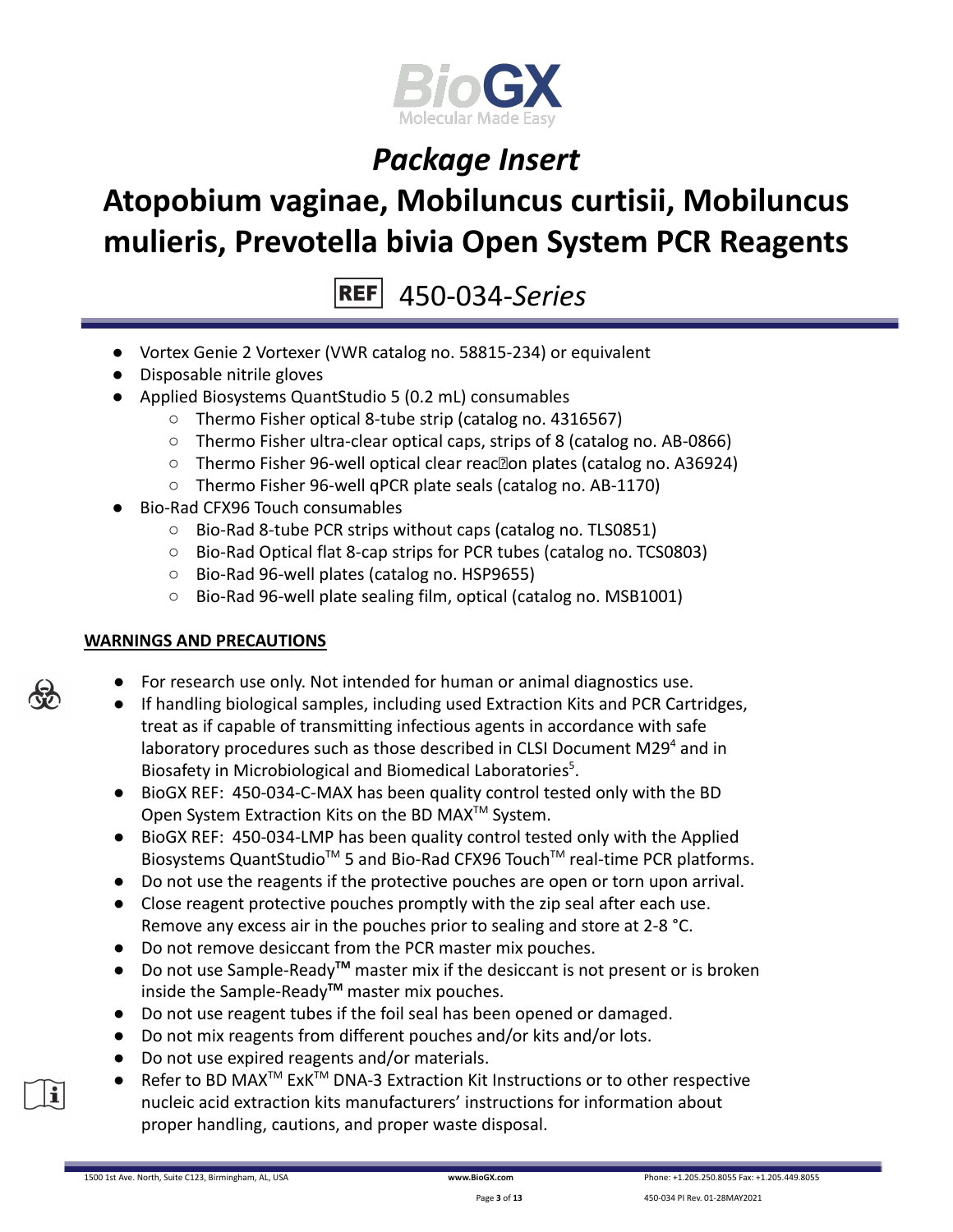- Vortex Genie 2 Vortexer (VWR catalog no. 58815-234) or equivalent
- Disposable nitrile gloves
- Applied Biosystems QuantStudio 5 (0.2 mL) consumables
  - Thermo Fisher optical 8-tube strip (catalog no. 4316567)
  - Thermo Fisher ultra-clear optical caps, strips of 8 (catalog no. AB-0866)
  - Thermo Fisher 96-well optical clear reaction plates (catalog no. A36924)
  - Thermo Fisher 96-well qPCR plate seals (catalog no. AB-1170)
- Bio-Rad CFX96 Touch consumables
  - Bio-Rad 8-tube PCR strips without caps (catalog no. TLS0851)
  - Bio-Rad Optical flat 8-cap strips for PCR tubes (catalog no. TCS0803)
  - Bio-Rad 96-well plates (catalog no. HSP9655)
  - Bio-Rad 96-well plate sealing film, optical (catalog no. MSB1001)

## WARNINGS AND PRECAUTIONS

- For research use only. Not intended for human or animal diagnostics use.
- If handling biological samples, including used Extraction Kits and PCR Cartridges, treat as if capable of transmitting infectious agents in accordance with safe laboratory procedures such as those described in CLSI Document M29[4] and in Biosafety in Microbiological and Biomedical Laboratories[5].
- BioGX REF: 450-034-C-MAX has been quality control tested only with the BD Open System Extraction Kits on the BD MAX™ System.
- BioGX REF: 450-034-LMP has been quality control tested only with the Applied Biosystems QuantStudio™ 5 and Bio-Rad CFX96 Touch™ real-time PCR platforms.
- Do not use the reagents if the protective pouches are open or torn upon arrival.
- Close reagent protective pouches promptly with the zip seal after each use. Remove any excess air in the pouches prior to sealing and store at 2-8 °C.
- Do not remove desiccant from the PCR master mix pouches.
- Do not use Sample-Ready**™** master mix if the desiccant is not present or is broken inside the Sample-Ready**™** master mix pouches.
- Do not use reagent tubes if the foil seal has been opened or damaged.
- Do not mix reagents from different pouches and/or kits and/or lots.
- Do not use expired reagents and/or materials.
- Refer to BD MAX™ ExK™ DNA-3 Extraction Kit Instructions or to other respective nucleic acid extraction kits manufacturers' instructions for information about proper handling, cautions, and proper waste disposal.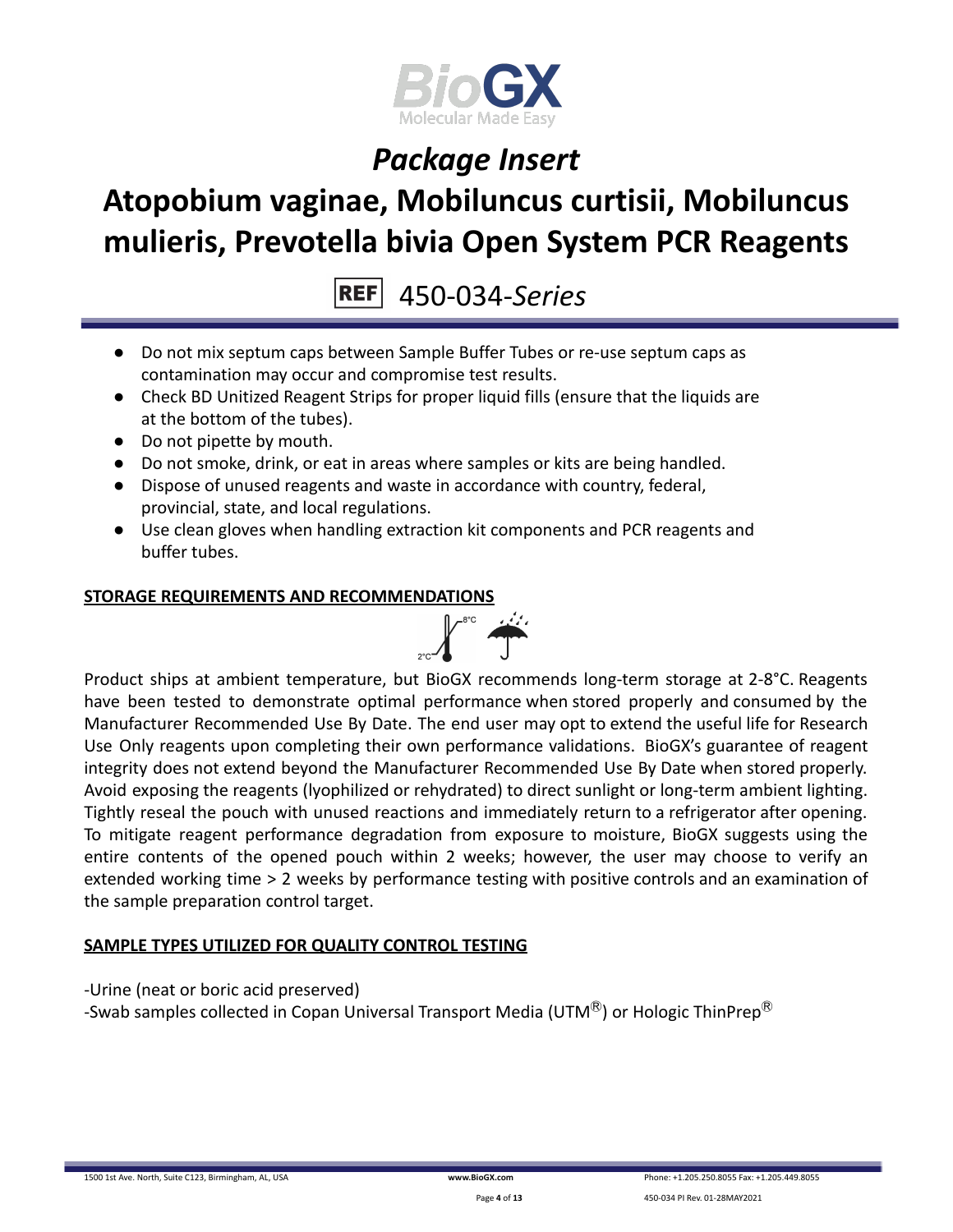- Do not mix septum caps between Sample Buffer Tubes or re-use septum caps as contamination may occur and compromise test results.
- Check BD Unitized Reagent Strips for proper liquid fills (ensure that the liquids are at the bottom of the tubes).
- Do not pipette by mouth.
- Do not smoke, drink, or eat in areas where samples or kits are being handled.
- Dispose of unused reagents and waste in accordance with country, federal, provincial, state, and local regulations.
- Use clean gloves when handling extraction kit components and PCR reagents and buffer tubes.

## STORAGE REQUIREMENTS AND RECOMMENDATIONS

Product ships at ambient temperature, but BioGX recommends long-term storage at 2-8°C. Reagents have been tested to demonstrate optimal performance when stored properly and consumed by the Manufacturer Recommended Use By Date. The end user may opt to extend the useful life for Research Use Only reagents upon completing their own performance validations. BioGX's guarantee of reagent integrity does not extend beyond the Manufacturer Recommended Use By Date when stored properly. Avoid exposing the reagents (lyophilized or rehydrated) to direct sunlight or long-term ambient lighting. Tightly reseal the pouch with unused reactions and immediately return to a refrigerator after opening. To mitigate reagent performance degradation from exposure to moisture, BioGX suggests using the entire contents of the opened pouch within 2 weeks; however, the user may choose to verify an extended working time > 2 weeks by performance testing with positive controls and an examination of the sample preparation control target.

## SAMPLE TYPES UTILIZED FOR QUALITY CONTROL TESTING

-Urine (neat or boric acid preserved)
-Swab samples collected in Copan Universal Transport Media (UTM®) or Hologic ThinPrep®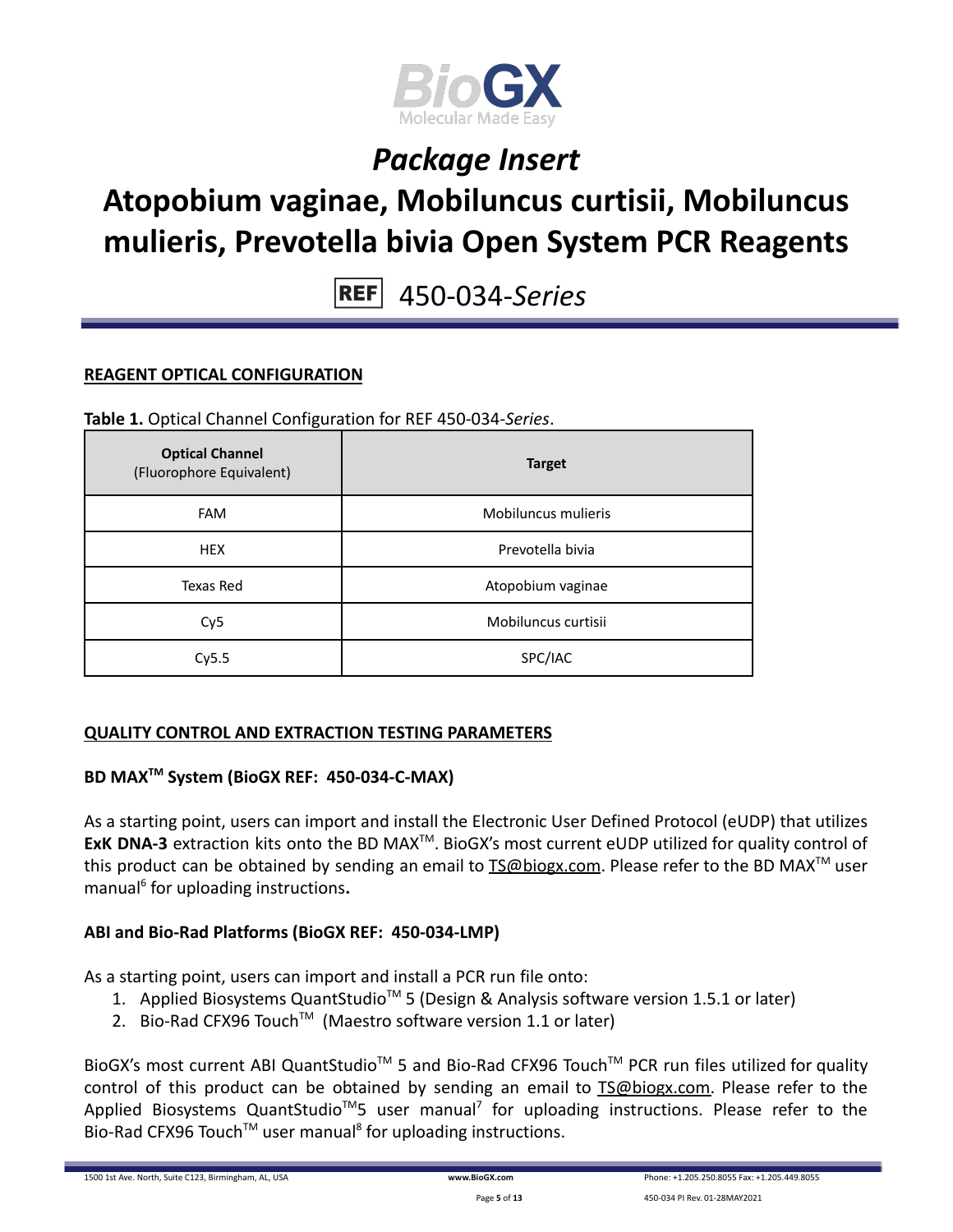# Package Insert

# Atopobium vaginae, Mobiluncus curtisii, Mobiluncus mulieris, Prevotella bivia Open System PCR Reagents

REF 450-034-*Series*

## REAGENT OPTICAL CONFIGURATION

**Table 1.** Optical Channel Configuration for REF 450-034-*Series*.

| **Optical Channel** (Fluorophore Equivalent) | **Target** |
|---|---|
| FAM | Mobiluncus mulieris |
| HEX | Prevotella bivia |
| Texas Red | Atopobium vaginae |
| Cy5 | Mobiluncus curtisii |
| Cy5.5 | SPC/IAC |

## QUALITY CONTROL AND EXTRACTION TESTING PARAMETERS

### BD MAX™ System (BioGX REF: 450-034-C-MAX)

As a starting point, users can import and install the Electronic User Defined Protocol (eUDP) that utilizes **ExK DNA-3** extraction kits onto the BD MAX™. BioGX's most current eUDP utilized for quality control of this product can be obtained by sending an email to TS@biogx.com. Please refer to the BD MAX™ user manual[6] for uploading instructions**.**

### ABI and Bio-Rad Platforms (BioGX REF: 450-034-LMP)

As a starting point, users can import and install a PCR run file onto:

1. Applied Biosystems QuantStudio™ 5 (Design & Analysis software version 1.5.1 or later)
2. Bio-Rad CFX96 Touch™ (Maestro software version 1.1 or later)

BioGX's most current ABI QuantStudio™ 5 and Bio-Rad CFX96 Touch™ PCR run files utilized for quality control of this product can be obtained by sending an email to TS@biogx.com. Please refer to the Applied Biosystems QuantStudio™5 user manual[7] for uploading instructions. Please refer to the Bio-Rad CFX96 Touch™ user manual[8] for uploading instructions.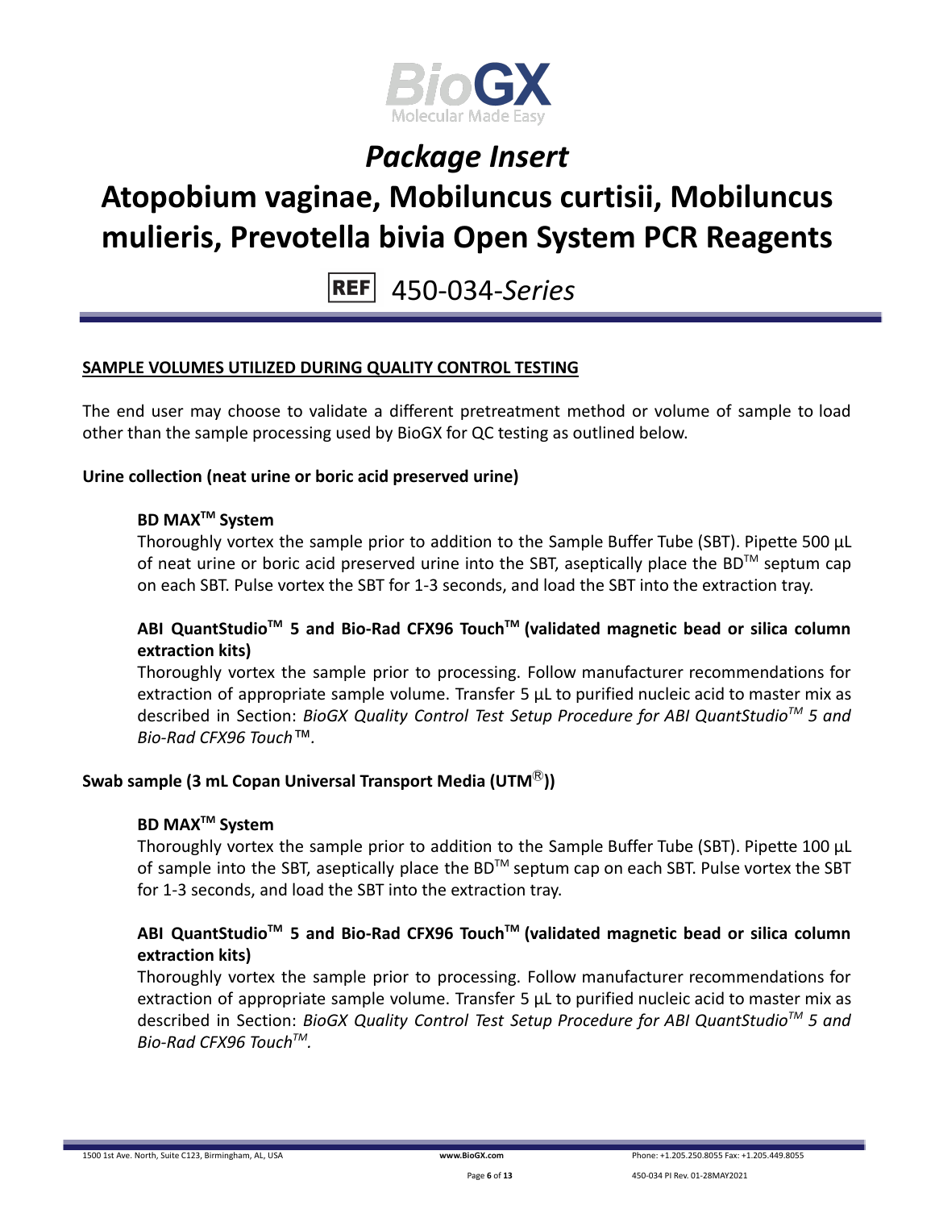## SAMPLE VOLUMES UTILIZED DURING QUALITY CONTROL TESTING

The end user may choose to validate a different pretreatment method or volume of sample to load other than the sample processing used by BioGX for QC testing as outlined below.

### Urine collection (neat urine or boric acid preserved urine)

**BD MAX™ System**

Thoroughly vortex the sample prior to addition to the Sample Buffer Tube (SBT). Pipette 500 µL of neat urine or boric acid preserved urine into the SBT, aseptically place the BD™ septum cap on each SBT. Pulse vortex the SBT for 1-3 seconds, and load the SBT into the extraction tray.

**ABI QuantStudio™ 5 and Bio-Rad CFX96 Touch™ (validated magnetic bead or silica column extraction kits)**

Thoroughly vortex the sample prior to processing. Follow manufacturer recommendations for extraction of appropriate sample volume. Transfer 5 µL to purified nucleic acid to master mix as described in Section: *BioGX Quality Control Test Setup Procedure for ABI QuantStudio™ 5 and Bio-Rad CFX96 Touch™.*

### Swab sample (3 mL Copan Universal Transport Media (UTM®))

**BD MAX™ System**

Thoroughly vortex the sample prior to addition to the Sample Buffer Tube (SBT). Pipette 100 µL of sample into the SBT, aseptically place the BD™ septum cap on each SBT. Pulse vortex the SBT for 1-3 seconds, and load the SBT into the extraction tray.

**ABI QuantStudio™ 5 and Bio-Rad CFX96 Touch™ (validated magnetic bead or silica column extraction kits)**

Thoroughly vortex the sample prior to processing. Follow manufacturer recommendations for extraction of appropriate sample volume. Transfer 5 µL to purified nucleic acid to master mix as described in Section: *BioGX Quality Control Test Setup Procedure for ABI QuantStudio™ 5 and Bio-Rad CFX96 Touch™.*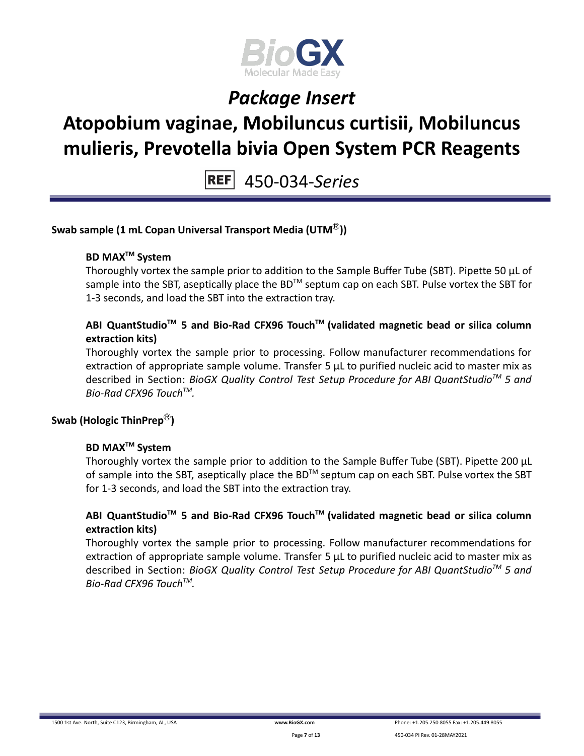**Swab sample (1 mL Copan Universal Transport Media (UTM®))**

**BD MAX™ System**

Thoroughly vortex the sample prior to addition to the Sample Buffer Tube (SBT). Pipette 50 µL of sample into the SBT, aseptically place the BD™ septum cap on each SBT. Pulse vortex the SBT for 1-3 seconds, and load the SBT into the extraction tray.

**ABI QuantStudio™ 5 and Bio-Rad CFX96 Touch™ (validated magnetic bead or silica column extraction kits)**

Thoroughly vortex the sample prior to processing. Follow manufacturer recommendations for extraction of appropriate sample volume. Transfer 5 µL to purified nucleic acid to master mix as described in Section: *BioGX Quality Control Test Setup Procedure for ABI QuantStudio™ 5 and Bio-Rad CFX96 Touch™.*

**Swab (Hologic ThinPrep®)**

**BD MAX™ System**

Thoroughly vortex the sample prior to addition to the Sample Buffer Tube (SBT). Pipette 200 µL of sample into the SBT, aseptically place the BD™ septum cap on each SBT. Pulse vortex the SBT for 1-3 seconds, and load the SBT into the extraction tray.

**ABI QuantStudio™ 5 and Bio-Rad CFX96 Touch™ (validated magnetic bead or silica column extraction kits)**

Thoroughly vortex the sample prior to processing. Follow manufacturer recommendations for extraction of appropriate sample volume. Transfer 5 µL to purified nucleic acid to master mix as described in Section: *BioGX Quality Control Test Setup Procedure for ABI QuantStudio™ 5 and Bio-Rad CFX96 Touch™.*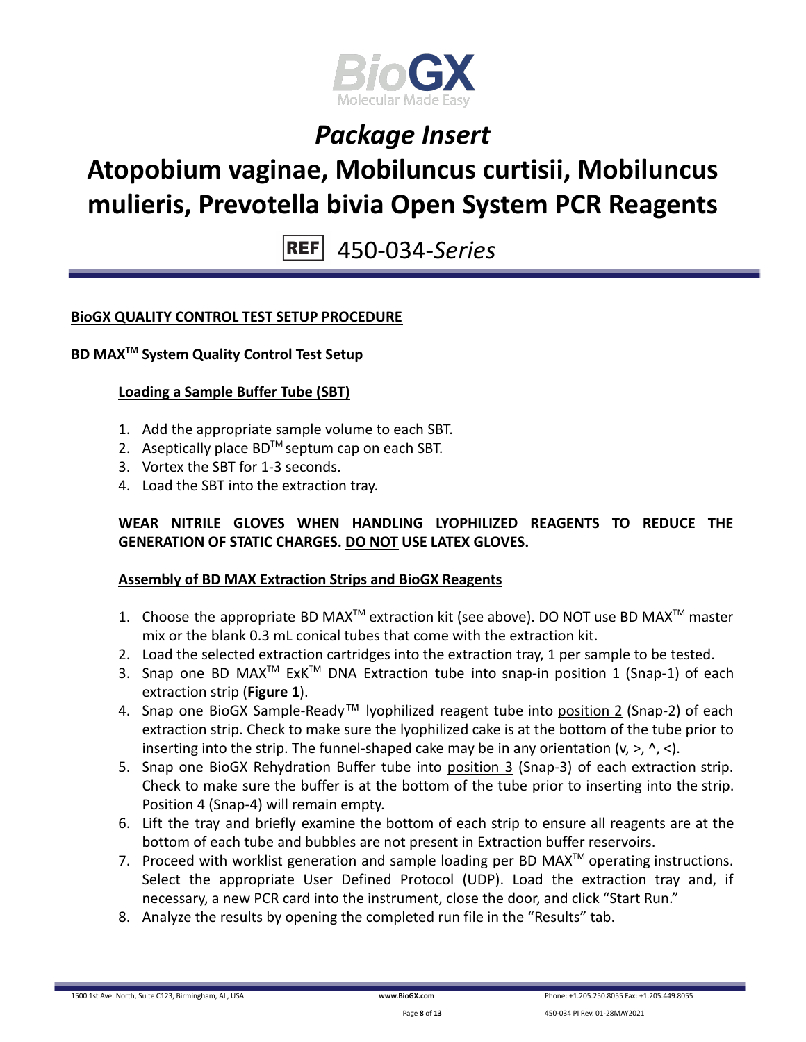# Package Insert

# Atopobium vaginae, Mobiluncus curtisii, Mobiluncus mulieris, Prevotella bivia Open System PCR Reagents

REF 450-034-*Series*

## BioGX QUALITY CONTROL TEST SETUP PROCEDURE

### BD MAX™ System Quality Control Test Setup

#### Loading a Sample Buffer Tube (SBT)

1. Add the appropriate sample volume to each SBT.
2. Aseptically place BD™ septum cap on each SBT.
3. Vortex the SBT for 1-3 seconds.
4. Load the SBT into the extraction tray.

**WEAR NITRILE GLOVES WHEN HANDLING LYOPHILIZED REAGENTS TO REDUCE THE GENERATION OF STATIC CHARGES. DO NOT USE LATEX GLOVES.**

#### Assembly of BD MAX Extraction Strips and BioGX Reagents

1. Choose the appropriate BD MAX™ extraction kit (see above). DO NOT use BD MAX™ master mix or the blank 0.3 mL conical tubes that come with the extraction kit.
2. Load the selected extraction cartridges into the extraction tray, 1 per sample to be tested.
3. Snap one BD MAX™ ExK™ DNA Extraction tube into snap-in position 1 (Snap-1) of each extraction strip (**Figure 1**).
4. Snap one BioGX Sample-Ready™ lyophilized reagent tube into position 2 (Snap-2) of each extraction strip. Check to make sure the lyophilized cake is at the bottom of the tube prior to inserting into the strip. The funnel-shaped cake may be in any orientation (v, >, ^, <).
5. Snap one BioGX Rehydration Buffer tube into position 3 (Snap-3) of each extraction strip. Check to make sure the buffer is at the bottom of the tube prior to inserting into the strip. Position 4 (Snap-4) will remain empty.
6. Lift the tray and briefly examine the bottom of each strip to ensure all reagents are at the bottom of each tube and bubbles are not present in Extraction buffer reservoirs.
7. Proceed with worklist generation and sample loading per BD MAX™ operating instructions. Select the appropriate User Defined Protocol (UDP). Load the extraction tray and, if necessary, a new PCR card into the instrument, close the door, and click "Start Run."
8. Analyze the results by opening the completed run file in the "Results" tab.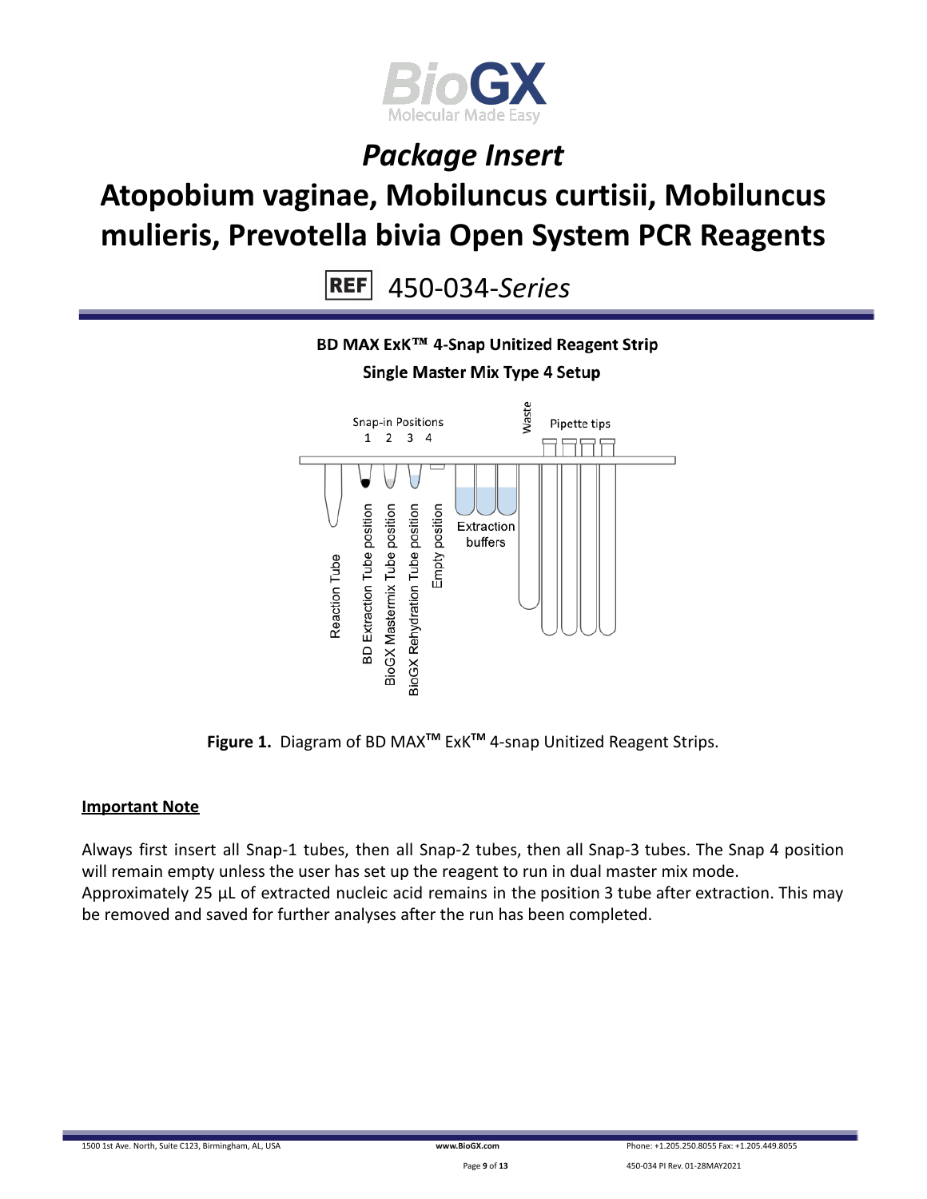# Package Insert

# Atopobium vaginae, Mobiluncus curtisii, Mobiluncus mulieris, Prevotella bivia Open System PCR Reagents

REF 450-034-*Series*

**BD MAX ExK™ 4-Snap Unitized Reagent Strip**

**Single Master Mix Type 4 Setup**

Snap-in Positions
1 2 3 4

Waste

Pipette tips

Reaction Tube

BD Extraction Tube position

BioGX Mastermix Tube position

BioGX Rehydration Tube position

Empty position

Extraction buffers

**Figure 1.** Diagram of BD MAX™ ExK™ 4-snap Unitized Reagent Strips.

**Important Note**

Always first insert all Snap-1 tubes, then all Snap-2 tubes, then all Snap-3 tubes. The Snap 4 position will remain empty unless the user has set up the reagent to run in dual master mix mode.
Approximately 25 µL of extracted nucleic acid remains in the position 3 tube after extraction. This may be removed and saved for further analyses after the run has been completed.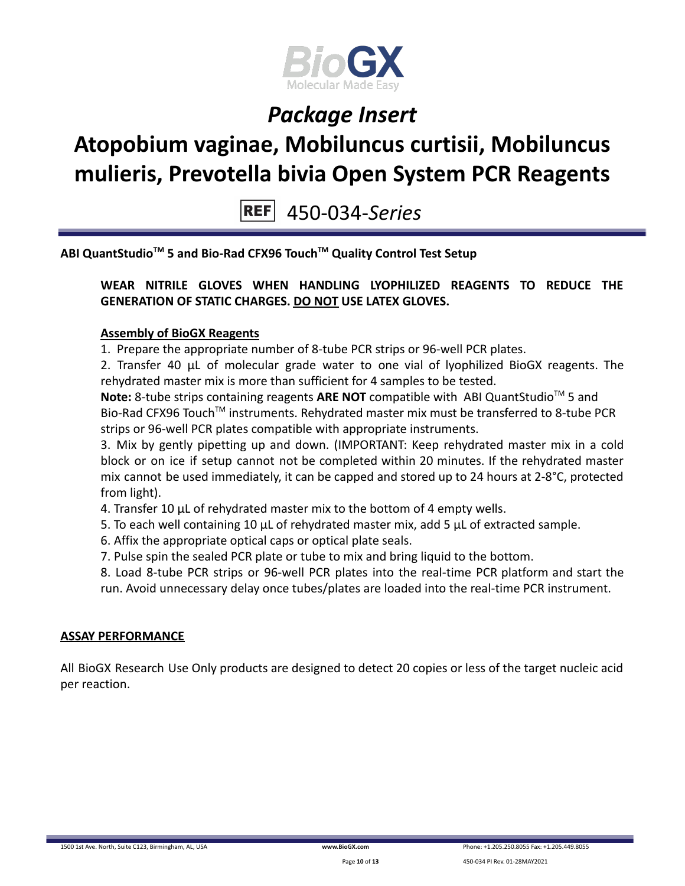# Package Insert

# Atopobium vaginae, Mobiluncus curtisii, Mobiluncus mulieris, Prevotella bivia Open System PCR Reagents

REF 450-034-*Series*

**ABI QuantStudio™ 5 and Bio-Rad CFX96 Touch™ Quality Control Test Setup**

**WEAR NITRILE GLOVES WHEN HANDLING LYOPHILIZED REAGENTS TO REDUCE THE GENERATION OF STATIC CHARGES. <u>DO NOT</u> USE LATEX GLOVES.**

**<u>Assembly of BioGX Reagents</u>**

1. Prepare the appropriate number of 8-tube PCR strips or 96-well PCR plates.
2. Transfer 40 µL of molecular grade water to one vial of lyophilized BioGX reagents. The rehydrated master mix is more than sufficient for 4 samples to be tested.

**Note:** 8-tube strips containing reagents **ARE NOT** compatible with ABI QuantStudio™ 5 and Bio-Rad CFX96 Touch™ instruments. Rehydrated master mix must be transferred to 8-tube PCR strips or 96-well PCR plates compatible with appropriate instruments.

3. Mix by gently pipetting up and down. (IMPORTANT: Keep rehydrated master mix in a cold block or on ice if setup cannot not be completed within 20 minutes. If the rehydrated master mix cannot be used immediately, it can be capped and stored up to 24 hours at 2-8°C, protected from light).
4. Transfer 10 µL of rehydrated master mix to the bottom of 4 empty wells.
5. To each well containing 10 µL of rehydrated master mix, add 5 µL of extracted sample.
6. Affix the appropriate optical caps or optical plate seals.
7. Pulse spin the sealed PCR plate or tube to mix and bring liquid to the bottom.
8. Load 8-tube PCR strips or 96-well PCR plates into the real-time PCR platform and start the run. Avoid unnecessary delay once tubes/plates are loaded into the real-time PCR instrument.

**<u>ASSAY PERFORMANCE</u>**

All BioGX Research Use Only products are designed to detect 20 copies or less of the target nucleic acid per reaction.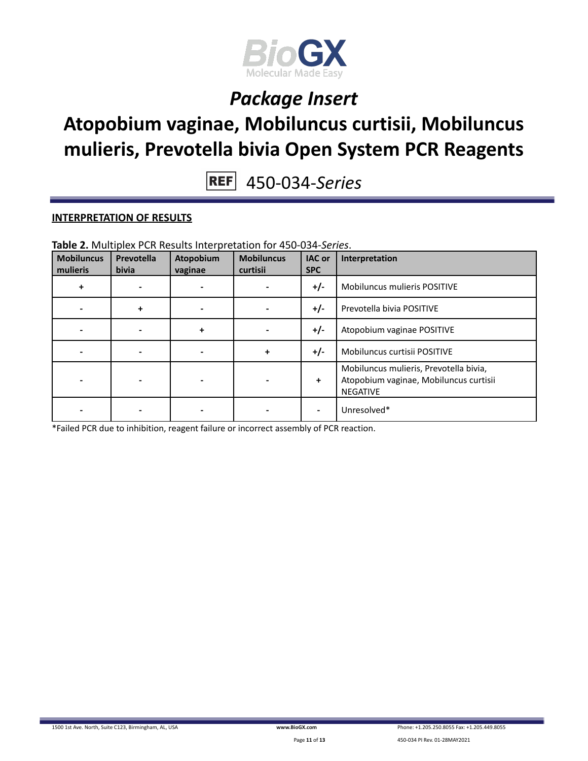# *Package Insert*

# Atopobium vaginae, Mobiluncus curtisii, Mobiluncus mulieris, Prevotella bivia Open System PCR Reagents

REF 450-034-*Series*

## INTERPRETATION OF RESULTS

**Table 2.** Multiplex PCR Results Interpretation for 450-034-*Series*.

| Mobiluncus mulieris | Prevotella bivia | Atopobium vaginae | Mobiluncus curtisii | IAC or SPC | Interpretation |
|---|---|---|---|---|---|
| + | - | - | - | +/- | Mobiluncus mulieris POSITIVE |
| - | + | - | - | +/- | Prevotella bivia POSITIVE |
| - | - | + | - | +/- | Atopobium vaginae POSITIVE |
| - | - | - | + | +/- | Mobiluncus curtisii POSITIVE |
| - | - | - | - | + | Mobiluncus mulieris, Prevotella bivia, Atopobium vaginae, Mobiluncus curtisii NEGATIVE |
| - | - | - | - | - | Unresolved* |

*Failed PCR due to inhibition, reagent failure or incorrect assembly of PCR reaction.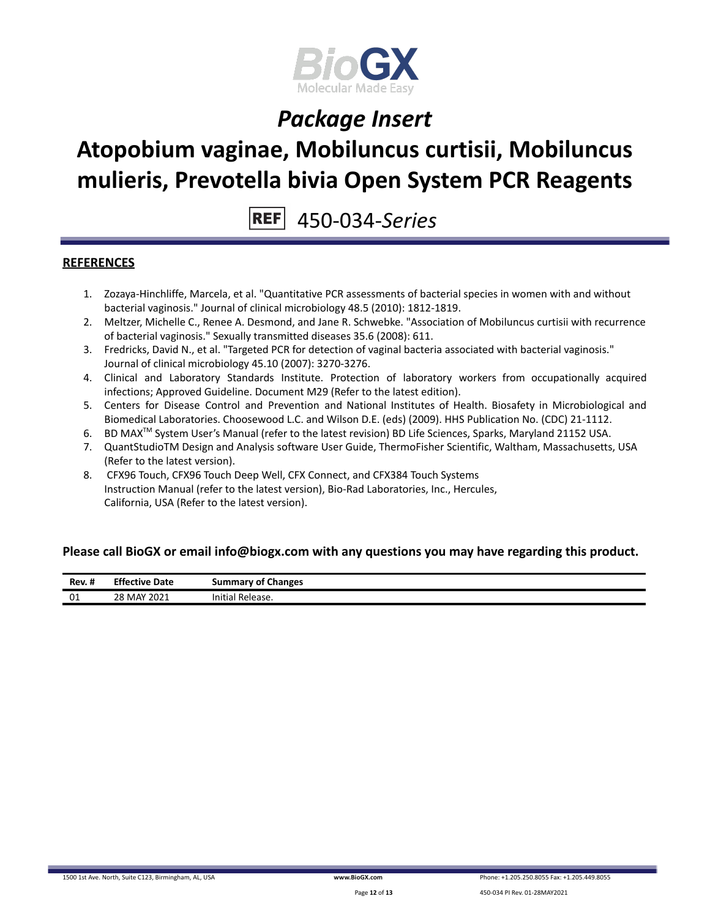# Package Insert

# Atopobium vaginae, Mobiluncus curtisii, Mobiluncus mulieris, Prevotella bivia Open System PCR Reagents

REF 450-034-*Series*

## REFERENCES

1. Zozaya-Hinchliffe, Marcela, et al. "Quantitative PCR assessments of bacterial species in women with and without bacterial vaginosis." Journal of clinical microbiology 48.5 (2010): 1812-1819.
2. Meltzer, Michelle C., Renee A. Desmond, and Jane R. Schwebke. "Association of Mobiluncus curtisii with recurrence of bacterial vaginosis." Sexually transmitted diseases 35.6 (2008): 611.
3. Fredricks, David N., et al. "Targeted PCR for detection of vaginal bacteria associated with bacterial vaginosis." Journal of clinical microbiology 45.10 (2007): 3270-3276.
4. Clinical and Laboratory Standards Institute. Protection of laboratory workers from occupationally acquired infections; Approved Guideline. Document M29 (Refer to the latest edition).
5. Centers for Disease Control and Prevention and National Institutes of Health. Biosafety in Microbiological and Biomedical Laboratories. Choosewood L.C. and Wilson D.E. (eds) (2009). HHS Publication No. (CDC) 21-1112.
6. BD MAX™ System User's Manual (refer to the latest revision) BD Life Sciences, Sparks, Maryland 21152 USA.
7. QuantStudioTM Design and Analysis software User Guide, ThermoFisher Scientific, Waltham, Massachusetts, USA (Refer to the latest version).
8. CFX96 Touch, CFX96 Touch Deep Well, CFX Connect, and CFX384 Touch Systems Instruction Manual (refer to the latest version), Bio-Rad Laboratories, Inc., Hercules, California, USA (Refer to the latest version).

**Please call BioGX or email info@biogx.com with any questions you may have regarding this product.**

| Rev. # | Effective Date | Summary of Changes |
|---|---|---|
| 01 | 28 MAY 2021 | Initial Release. |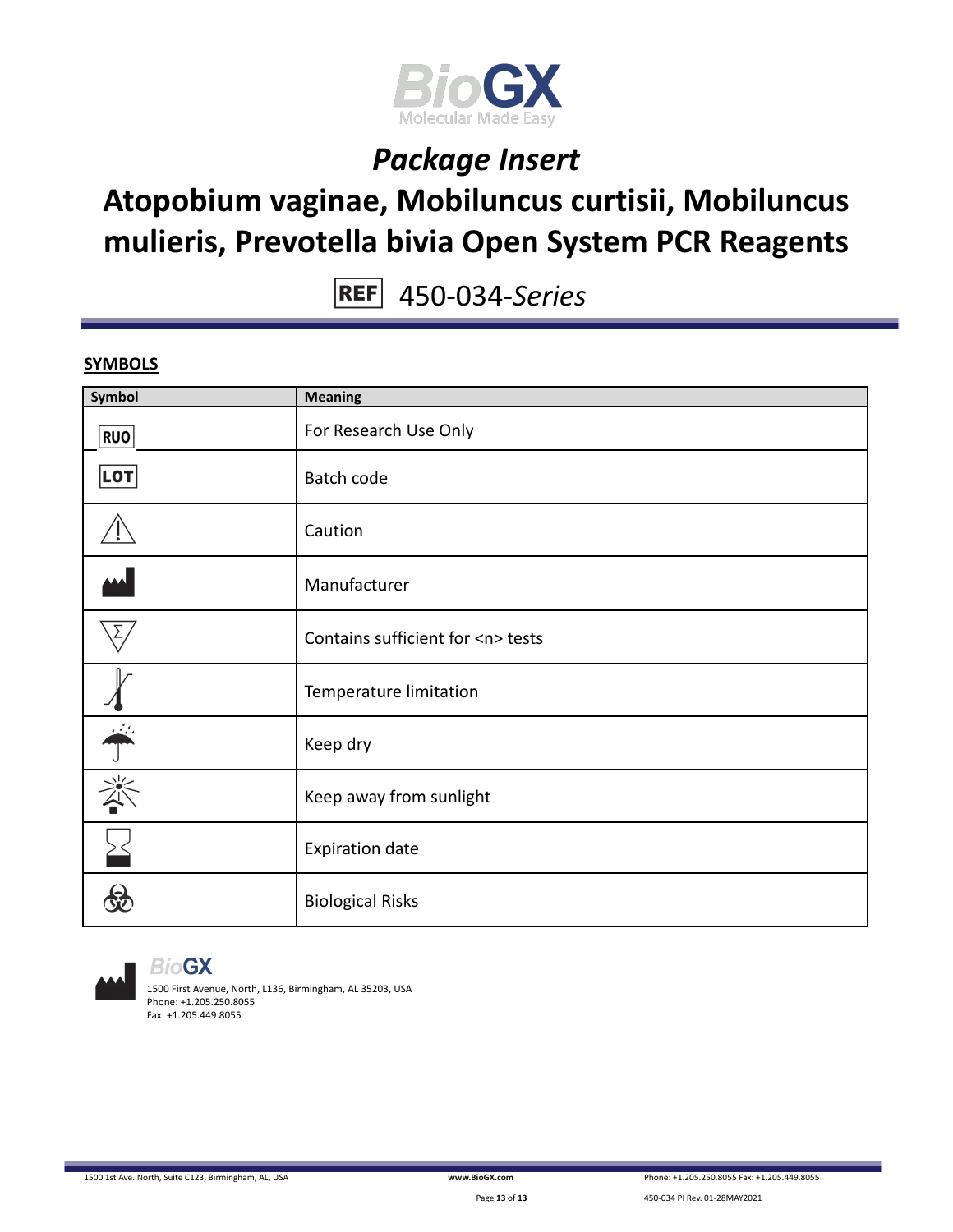# Package Insert

# Atopobium vaginae, Mobiluncus curtisii, Mobiluncus mulieris, Prevotella bivia Open System PCR Reagents

REF 450-034-*Series*

**SYMBOLS**

| Symbol | Meaning |
|---|---|
| RUO | For Research Use Only |
| LOT | Batch code |
| | Caution |
| | Manufacturer |
| | Contains sufficient for <n> tests |
| | Temperature limitation |
| | Keep dry |
| | Keep away from sunlight |
| | Expiration date |
| | Biological Risks |

BioGX
1500 First Avenue, North, L136, Birmingham, AL 35203, USA
Phone: +1.205.250.8055
Fax: +1.205.449.8055